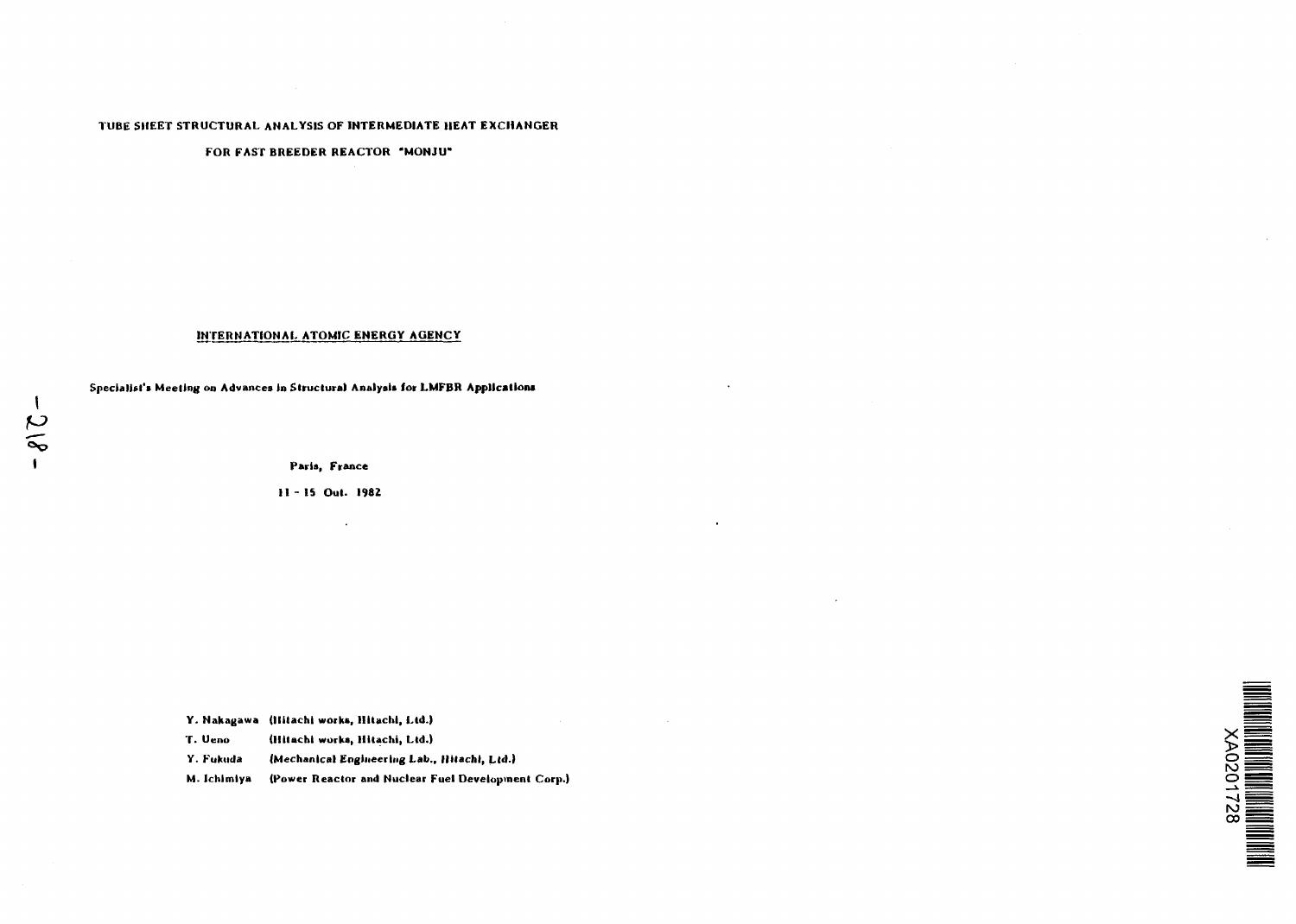# TUBE SHEET STRUCTURAL ANALYSIS OF INTERMEDIATE HEAT EXCHANGER FOR FAST BREEDER REACTOR "MONJU"

**INTERNATIONAL ATOMIC ENERGY AGENCY**

**Specialist's Meeting on Advances in Structural Analysis for LMFBR Applications**

**Paris, France**

**11 - 15 Oct. 1982**

| | |
|---|---|
| Y. Nakagawa | (Hitachi works, Hitachi, Ltd.) |
| T. Ueno | (Hitachi works, Hitachi, Ltd.) |
| Y. Fukuda | (Mechanical Engineering Lab., Hitachi, Ltd.) |
| M. Ichimiya | (Power Reactor and Nuclear Fuel Development Corp.) |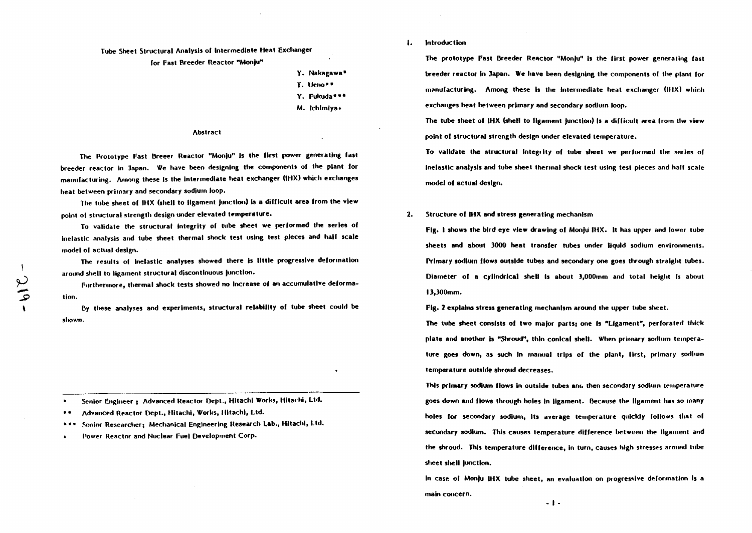# Tube Sheet Structural Analysis of Intermediate Heat Exchanger for Fast Breeder Reactor "Monju"

Y. Nakagawa*
T. Ueno**
Y. Fukuda***
M. Ichimiya+

## Abstract

The Prototype Fast Breeer Reactor "Monju" is the first power generating fast breeder reactor in Japan. We have been designing the components of the plant for manufacturing. Among these is the intermediate heat exchanger (IHX) which exchanges heat between primary and secondary sodium loop.

The tube sheet of IHX (shell to ligament junction) is a difficult area from the view point of structural strength design under elevated temperature.

To validate the structural integrity of tube sheet we performed the series of inelastic analysis and tube sheet thermal shock test using test pieces and half scale model of actual design.

The results of inelastic analyses showed there is little progressive deformation around shell to ligament structural discontinuous junction.

Furthermore, thermal shock tests showed no increase of an accumulative deformation.

By these analyses and experiments, structural relability of tube sheet could be shown.

---

* Senior Engineer ; Advanced Reactor Dept., Hitachi Works, Hitachi, Ltd.

** Advanced Reactor Dept., Hitachi, Works, Hitachi, Ltd.

*** Senior Researcher; Mechanical Engineering Research Lab., Hitachi, Ltd.

+ Power Reactor and Nuclear Fuel Development Corp.

## 1. Introduction

The prototype Fast Breeder Reactor "Monju" is the first power generating fast breeder reactor in Japan. We have been designing the components of the plant for manufacturing. Among these is the intermediate heat exchanger (IHX) which exchanges heat between primary and secondary sodium loop.

The tube sheet of IHX (shell to ligament junction) is a difficult area from the view point of structural strength design under elevated temperature.

To validate the structural integrity of tube sheet we performed the series of inelastic analysis and tube sheet thermal shock test using test pieces and half scale model of actual design.

## 2. Structure of IHX and stress generating mechanism

Fig. 1 shows the bird eye view drawing of Monju IHX. It has upper and lower tube sheets and about 3000 heat transfer tubes under liquid sodium environments. Primary sodium flows outside tubes and secondary one goes through straight tubes. Diameter of a cylindrical shell is about 3,000mm and total height is about 13,300mm.

Fig. 2 explains stress generating mechanism around the upper tube sheet.

The tube sheet consists of two major parts; one is "Ligament", perforated thick plate and another is "Shroud", thin conical shell. When primary sodium temperature goes down, as such in manual trips of the plant, first, primary sodium temperature outside shroud decreases.

This primary sodium flows in outside tubes and then secondary sodium temperature goes down and flows through holes in ligament. Because the ligament has so many holes for secondary sodium, its average temperature quickly follows that of secondary sodium. This causes temperature difference between the ligament and the shroud. This temperature difference, in turn, causes high stresses around tube sheet shell junction.

In case of Monju IHX tube sheet, an evaluation on progressive deformation is a main concern.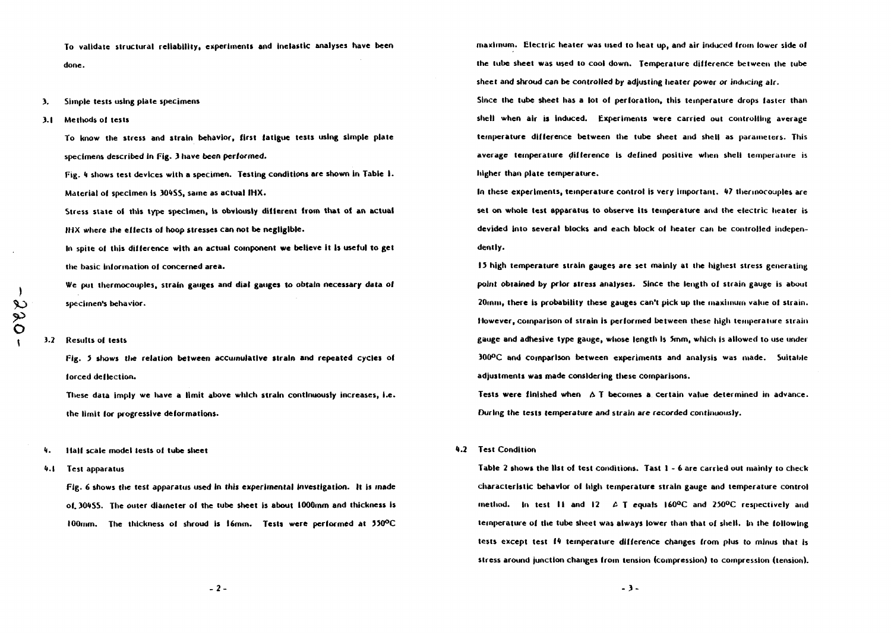To validate structural reliability, experiments and inelastic analyses have been done.

## 3. Simple tests using plate specimens

### 3.1 Methods of tests

To know the stress and strain behavior, first fatigue tests using simple plate specimens described in Fig. 3 have been performed.

Fig. 4 shows test devices with a specimen. Testing conditions are shown in Table 1.

Material of specimen is 304SS, same as actual IHX.

Stress state of this type specimen, is obviously different from that of an actual IHX where the effects of hoop stresses can not be negligible.

In spite of this difference with an actual component we believe it is useful to get the basic information of concerned area.

We put thermocouples, strain gauges and dial gauges to obtain necessary data of specimen's behavior.

### 3.2 Results of tests

Fig. 5 shows the relation between accumulative strain and repeated cycles of forced deflection.

These data imply we have a limit above which strain continuously increases, i.e. the limit for progressive deformations.

## 4. Half scale model tests of tube sheet

### 4.1 Test apparatus

Fig. 6 shows the test apparatus used in this experimental investigation. It is made of 304SS. The outer diameter of the tube sheet is about 1000mm and thickness is 100mm. The thickness of shroud is 16mm. Tests were performed at 550°C maximum. Electric heater was used to heat up, and air induced from lower side of the tube sheet was used to cool down. Temperature difference between the tube sheet and shroud can be controlled by adjusting heater power or inducing air.

Since the tube sheet has a lot of perforation, this temperature drops faster than shell when air is induced. Experiments were carried out controlling average temperature difference between the tube sheet and shell as parameters. This average temperature difference is defined positive when shell temperature is higher than plate temperature.

In these experiments, temperature control is very important. 47 thermocouples are set on whole test apparatus to observe its temperature and the electric heater is devided into several blocks and each block of heater can be controlled independently.

15 high temperature strain gauges are set mainly at the highest stress generating point obtained by prior stress analyses. Since the length of strain gauge is about 20mm, there is probability these gauges can't pick up the maximum value of strain. However, comparison of strain is performed between these high temperature strain gauge and adhesive type gauge, whose length is 5mm, which is allowed to use under 300°C and comparison between experiments and analysis was made. Suitable adjustments was made considering these comparisons.

Tests were finished when $\Delta$ T becomes a certain value determined in advance. During the tests temperature and strain are recorded continuously.

### 4.2 Test Condition

Table 2 shows the list of test conditions. Tast 1 - 6 are carried out mainly to check characteristic behavior of high temperature strain gauge and temperature control method. In test 11 and 12 $\Delta$ T equals 160°C and 250°C respectively and temperature of the tube sheet was always lower than that of shell. In the following tests except test 14 temperature difference changes from plus to minus that is stress around junction changes from tension (compression) to compression (tension).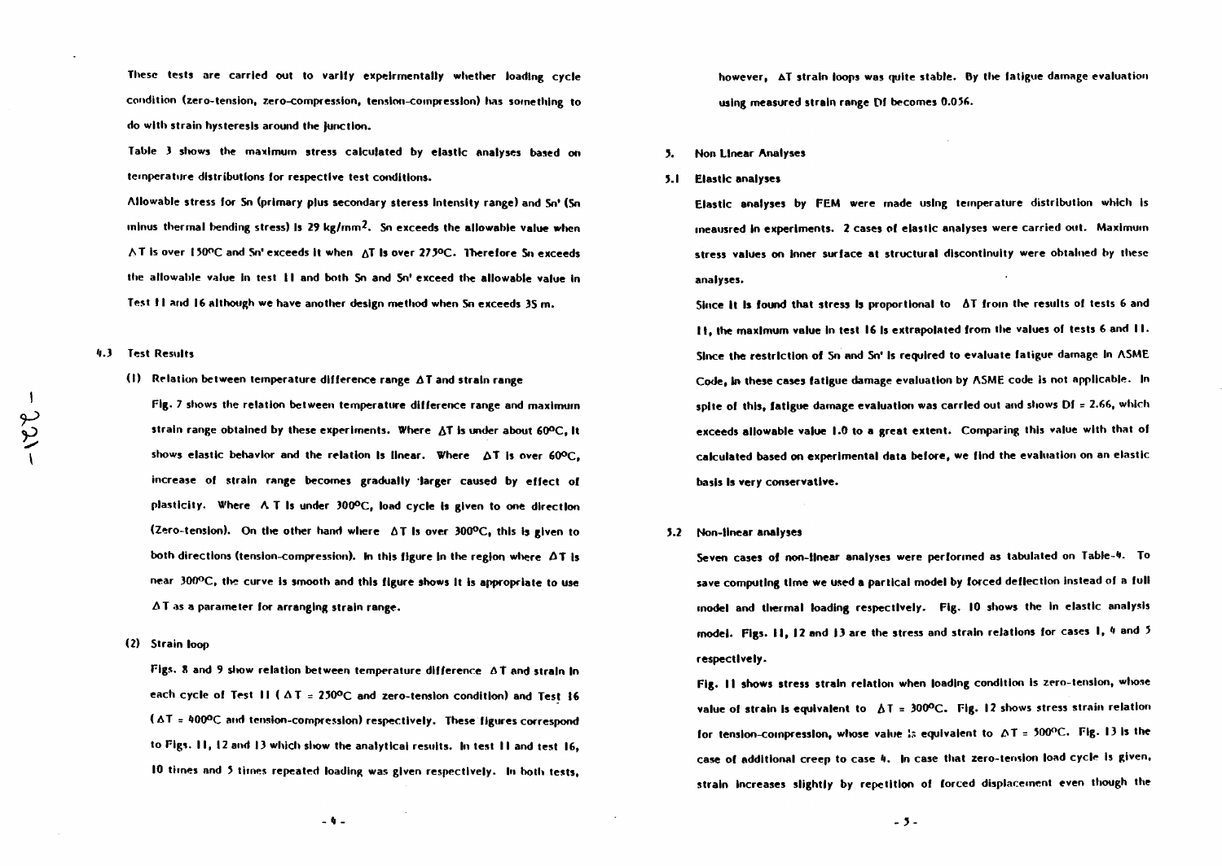These tests are carried out to varify experimentally whether loading cycle condition (zero-tension, zero-compression, tension-compression) has something to do with strain hysteresis around the junction.

Table 3 shows the maximum stress calculated by elastic analyses based on temperature distributions for respective test conditions.

Allowable stress for Sn (primary plus secondary steress intensity range) and Sn' (Sn minus thermal bending stress) is 29 kg/mm$^2$. Sn exceeds the allowable value when $\Delta T$ is over 150°C and Sn' exceeds it when $\Delta T$ is over 275°C. Therefore Sn exceeds the allowable value in test 11 and both Sn and Sn' exceed the allowable value in Test 11 and 16 although we have another design method when Sn exceeds 3S m.

## 4.3 Test Results

### (1) Relation between temperature difference range $\Delta T$ and strain range

Fig. 7 shows the relation between temperature difference range and maximum strain range obtained by these experiments. Where $\Delta T$ is under about 60°C, it shows elastic behavior and the relation is linear. Where $\Delta T$ is over 60°C, increase of strain range becomes gradually larger caused by effect of plasticity. Where $\Delta T$ is under 300°C, load cycle is given to one direction (Zero-tension). On the other hand where $\Delta T$ is over 300°C, this is given to both directions (tension-compression). In this figure in the region where $\Delta T$ is near 300°C, the curve is smooth and this figure shows it is appropriate to use $\Delta T$ as a parameter for arranging strain range.

### (2) Strain loop

Figs. 8 and 9 show relation between temperature difference $\Delta T$ and strain in each cycle of Test 11 ( $\Delta T$ = 250°C and zero-tension condition) and Test 16 ($\Delta T$ = 400°C and tension-compression) respectively. These figures correspond to Figs. 11, 12 and 13 which show the analytical results. In test 11 and test 16, 10 times and 5 times repeated loading was given respectively. In both tests, however, $\Delta T$ strain loops was quite stable. By the fatigue damage evaluation using measured strain range Df becomes 0.056.

# 5. Non Linear Analyses

## 5.1 Elastic analyses

Elastic analyses by FEM were made using temperature distribution which is meausred in experiments. 2 cases of elastic analyses were carried out. Maximum stress values on inner surface at structural discontinuity were obtained by these analyses.

Since it is found that stress is proportional to $\Delta T$ from the results of tests 6 and 11, the maximum value in test 16 is extrapolated from the values of tests 6 and 11. Since the restriction of Sn and Sn' is required to evaluate fatigue damage in ASME Code, in these cases fatigue damage evaluation by ASME code is not applicable. In spite of this, fatigue damage evaluation was carried out and shows Df = 2.66, which exceeds allowable value 1.0 to a great extent. Comparing this value with that of calculated based on experimental data before, we find the evaluation on an elastic basis is very conservative.

## 5.2 Non-linear analyses

Seven cases of non-linear analyses were performed as tabulated on Table-4. To save computing time we used a partical model by forced deflection instead of a full model and thermal loading respectively. Fig. 10 shows the in elastic analysis model. Figs. 11, 12 and 13 are the stress and strain relations for cases 1, 4 and 5 respectively.

Fig. 11 shows stress strain relation when loading condition is zero-tension, whose value of strain is equivalent to $\Delta T$ = 300°C. Fig. 12 shows stress strain relation for tension-compression, whose value is equivalent to $\Delta T$ = 500°C. Fig. 13 is the case of additional creep to case 4. In case that zero-tension load cycle is given, strain increases slightly by repetition of forced displacement even though the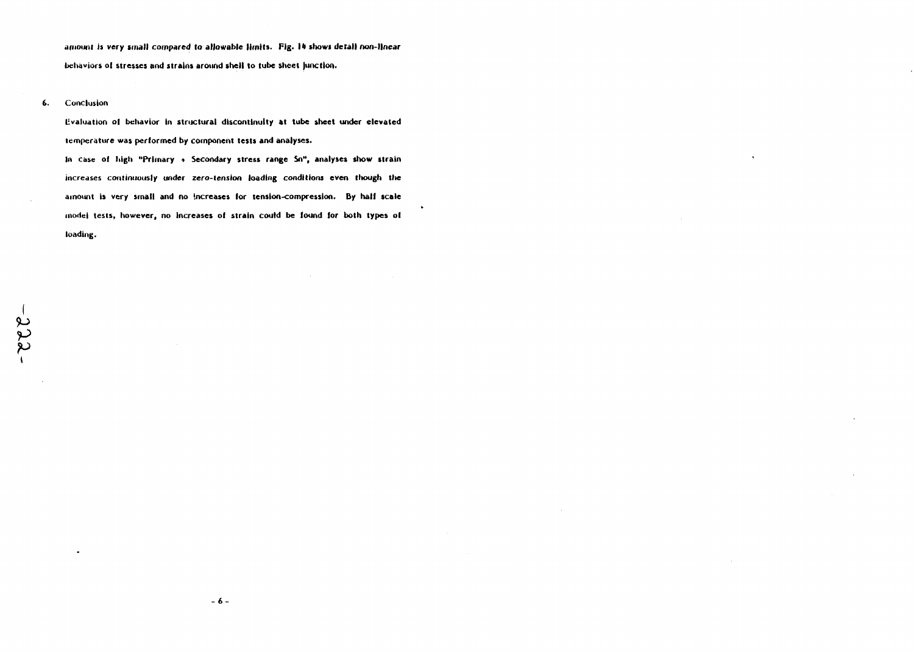amount is very small compared to allowable limits. Fig. 14 shows detail non-linear behaviors of stresses and strains around shell to tube sheet junction.

## 6. Conclusion

Evaluation of behavior in structural discontinuity at tube sheet under elevated temperature was performed by component tests and analyses.

In case of high "Primary + Secondary stress range Sn", analyses show strain increases continuously under zero-tension loading conditions even though the amount is very small and no increases for tension-compression. By half scale model tests, however, no increases of strain could be found for both types of loading.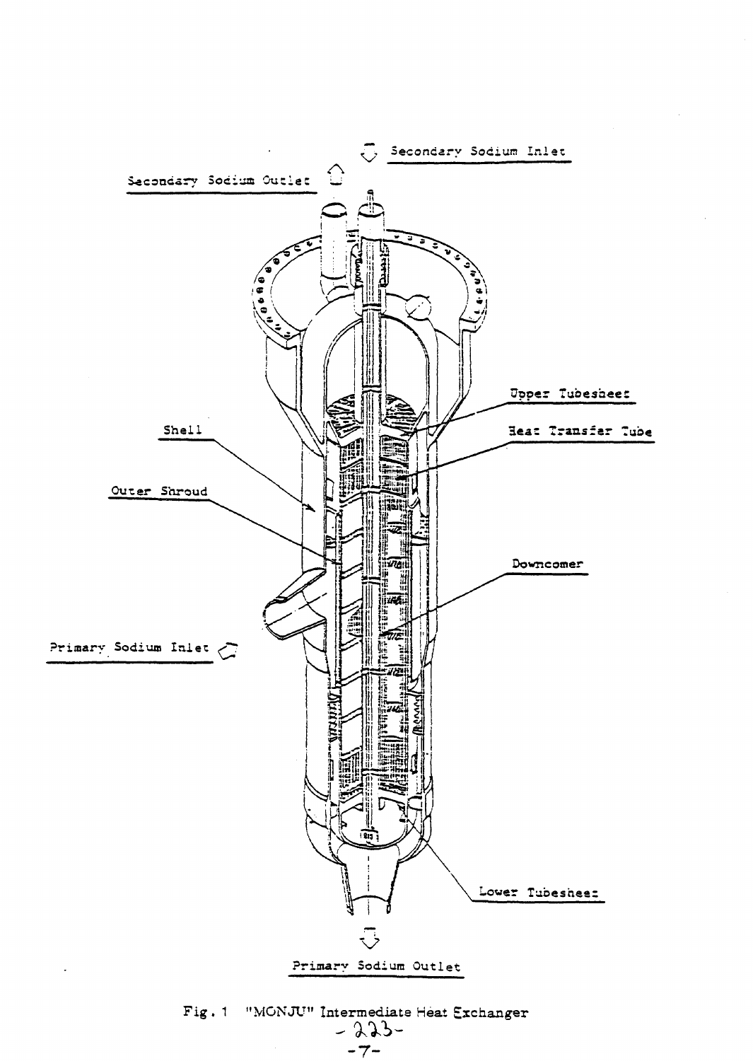Secondary Sodium Inlet

Secondary Sodium Outlet

Upper Tubesheet

Shell

Heat Transfer Tube

Outer Shroud

Downcomer

Primary Sodium Inlet

Lower Tubesheet

Primary Sodium Outlet

Fig. 1 "MONJU" Intermediate Heat Exchanger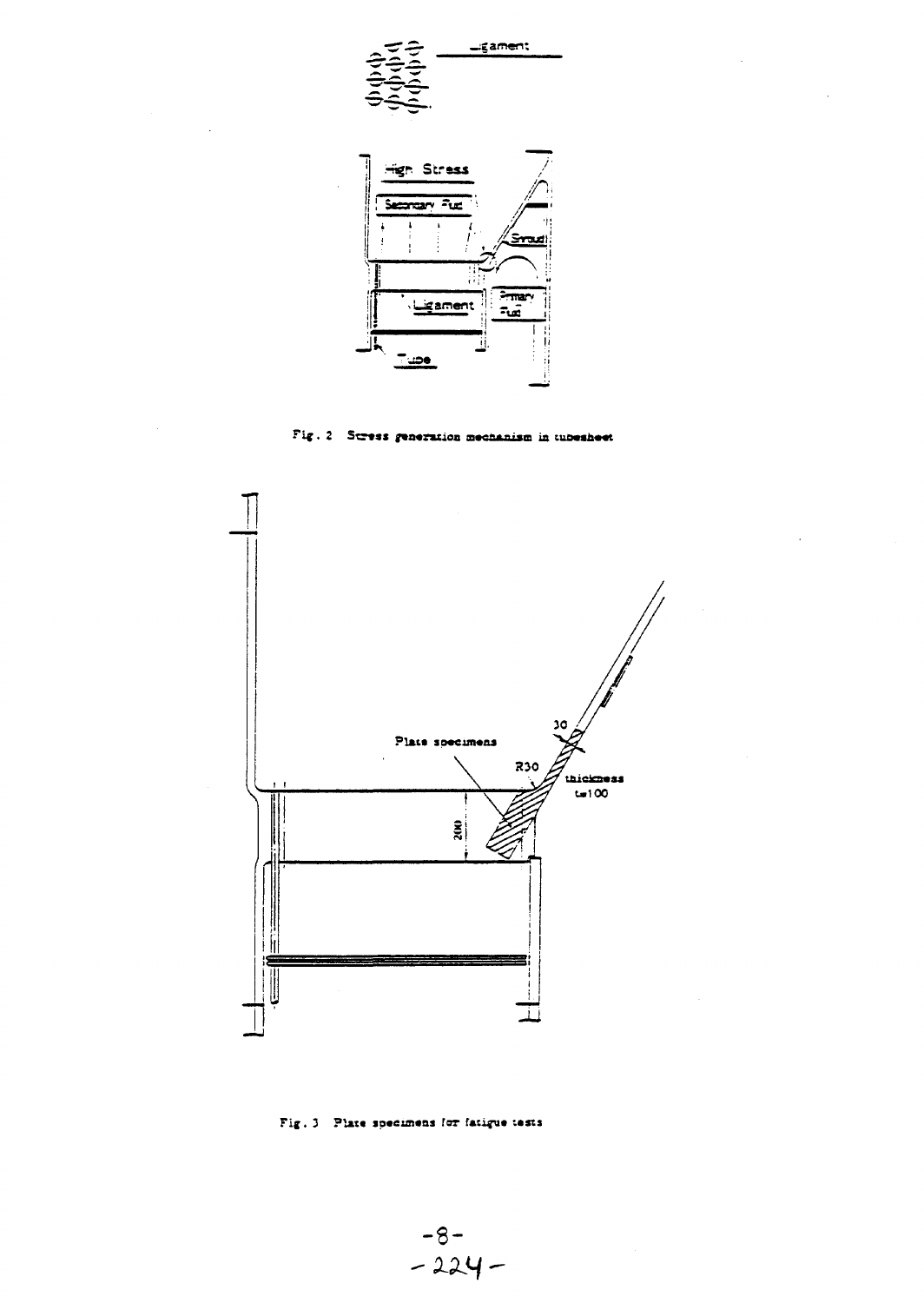Fig. 2 Stress generation mechanism in tubesheet

Fig. 3 Plate specimens for fatigue tests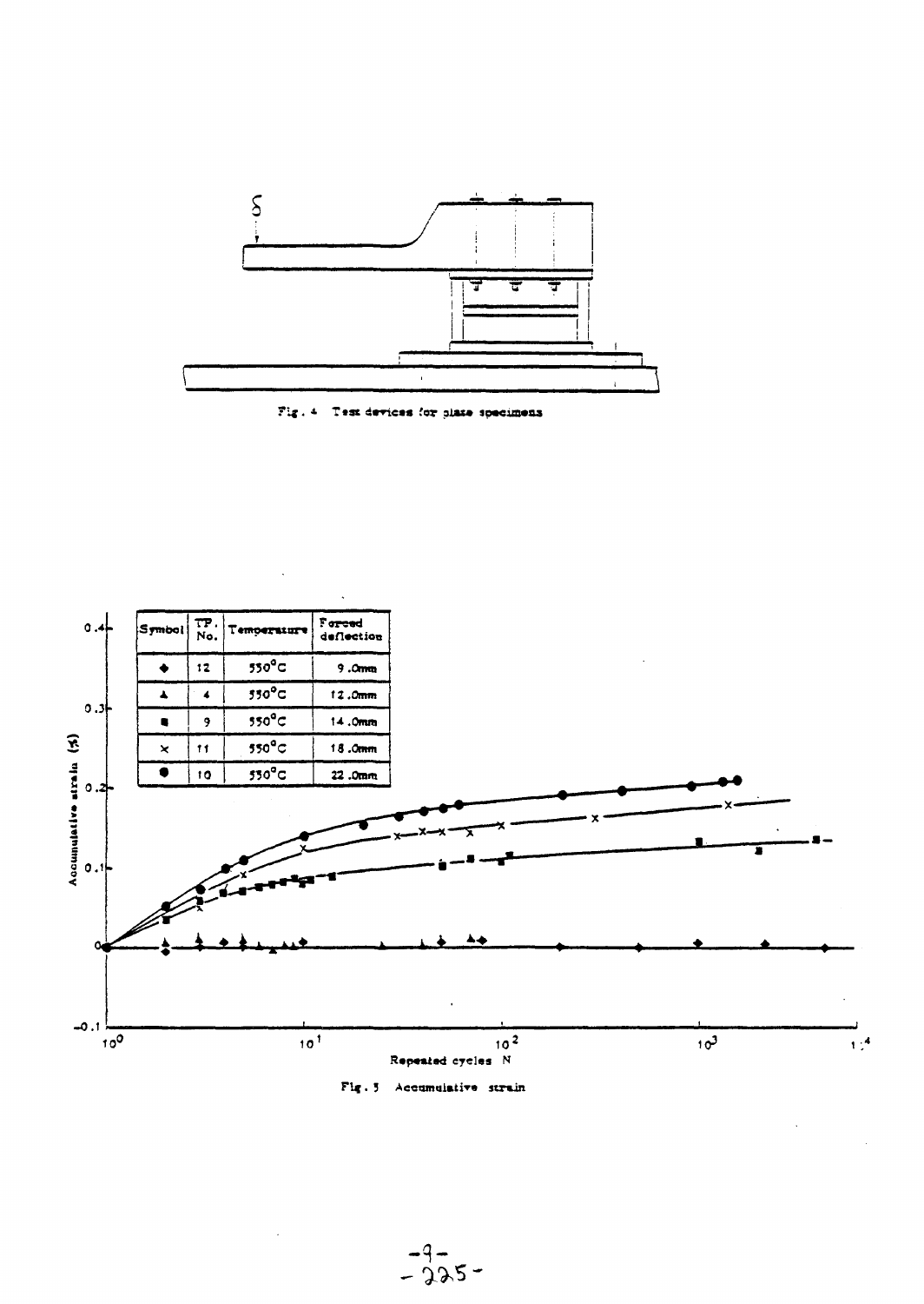Fig. 4 Test devices for plate specimens

| Symbol | TP. No. | Temperature | Forced deflection |
|---|---|---|---|
| ◆ | 12 | 550°C | 9.0mm |
| ▲ | 4 | 550°C | 12.0mm |
| ■ | 9 | 550°C | 14.0mm |
| × | 11 | 550°C | 18.0mm |
| ● | 10 | 550°C | 22.0mm |

Fig. 5 Accumulative strain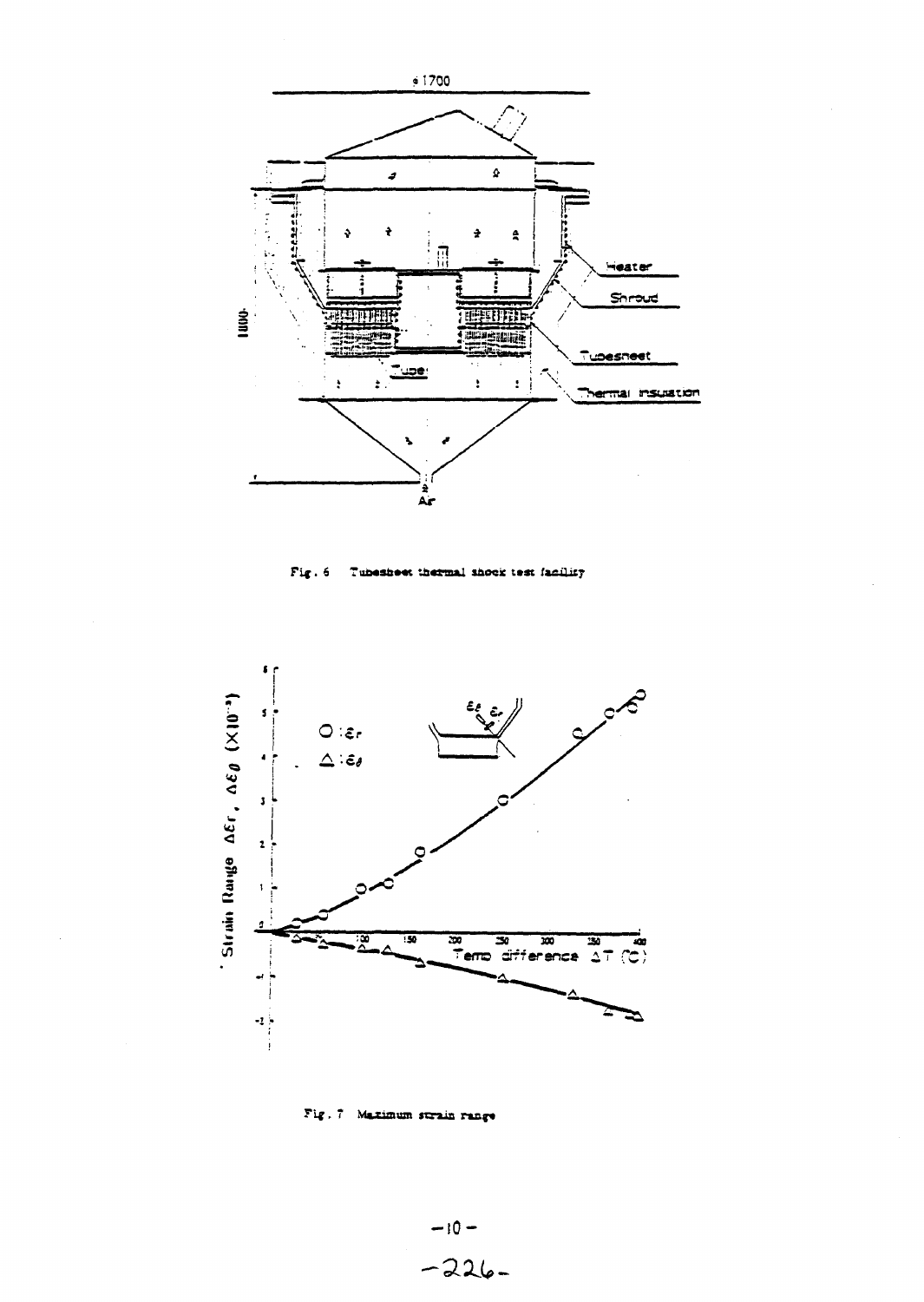Fig. 6 Tubesheet thermal shock test facility

Fig. 7 Maximum strain range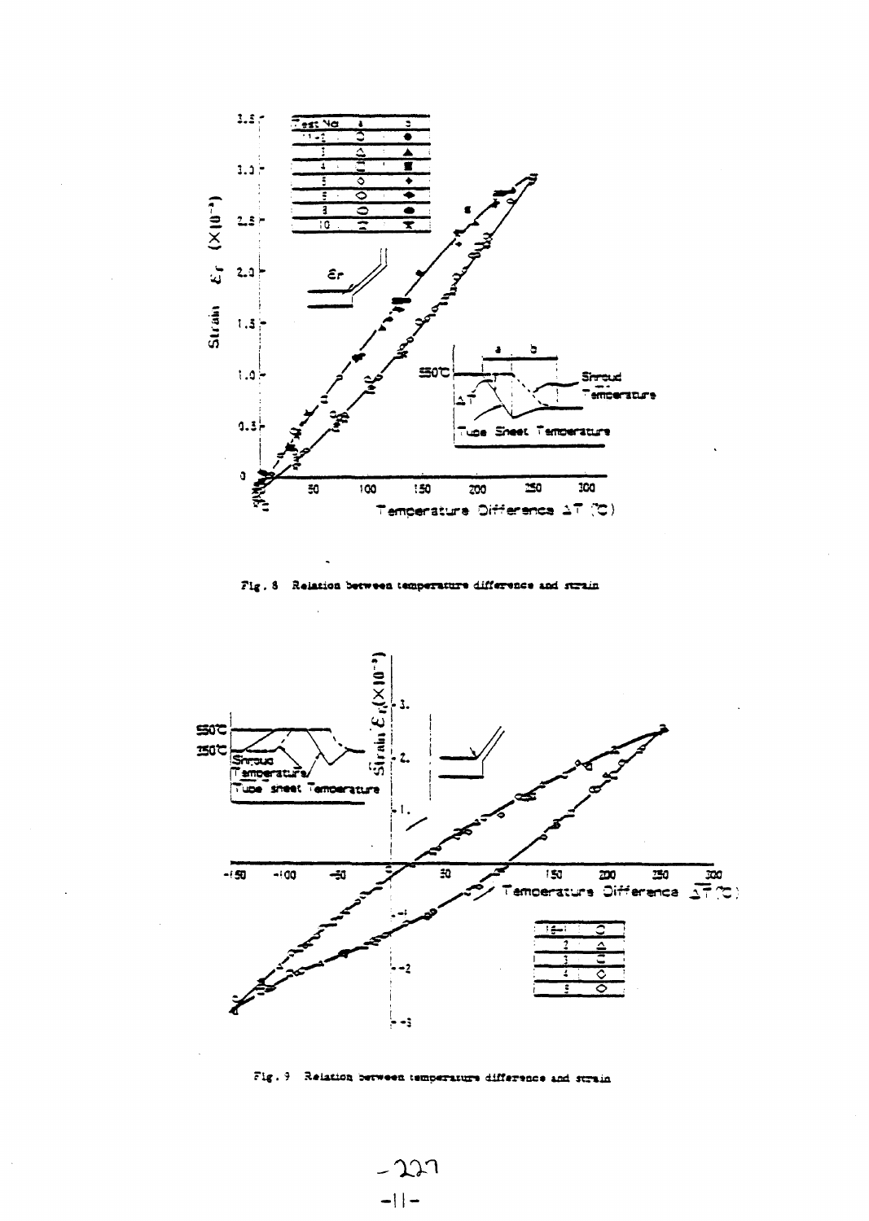Fig. 8 Relation between temperature difference and strain

Fig. 9 Relation between temperature difference and strain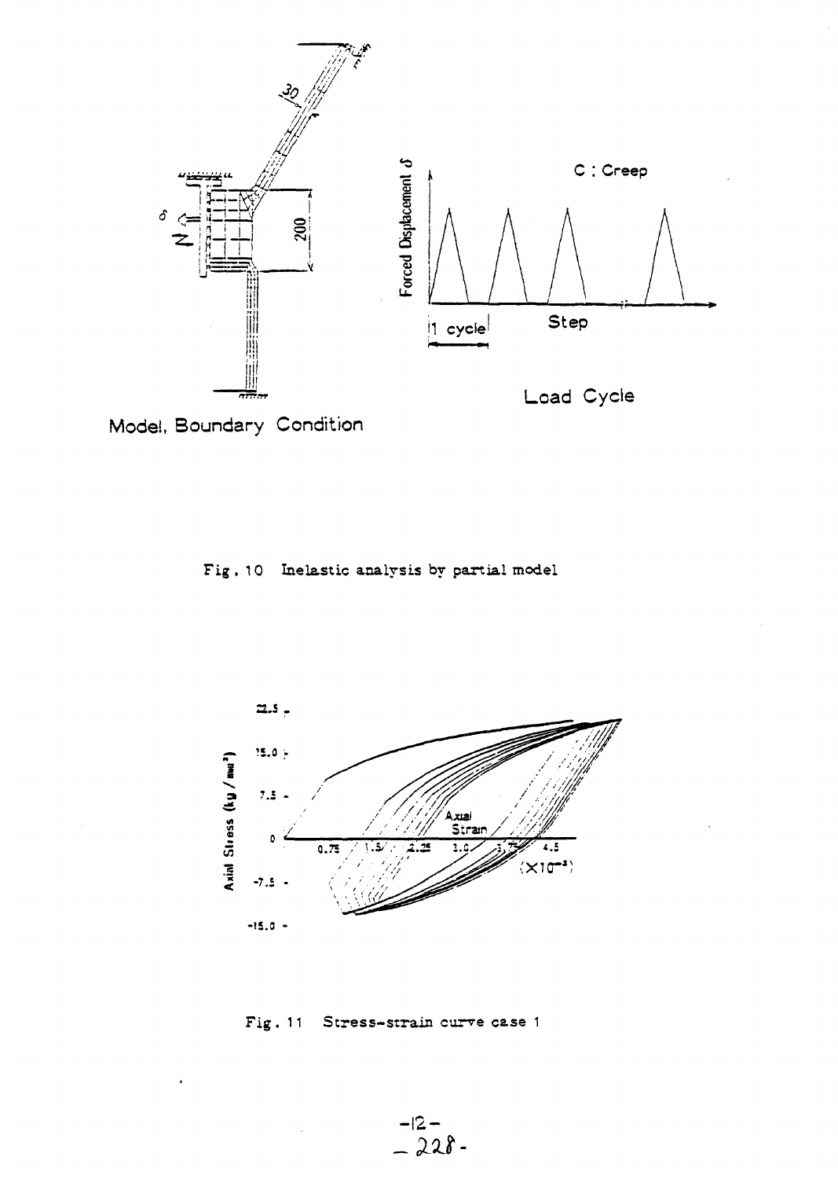Fig. 10 Inelastic analysis by partial model

Fig. 11 Stress-strain curve case 1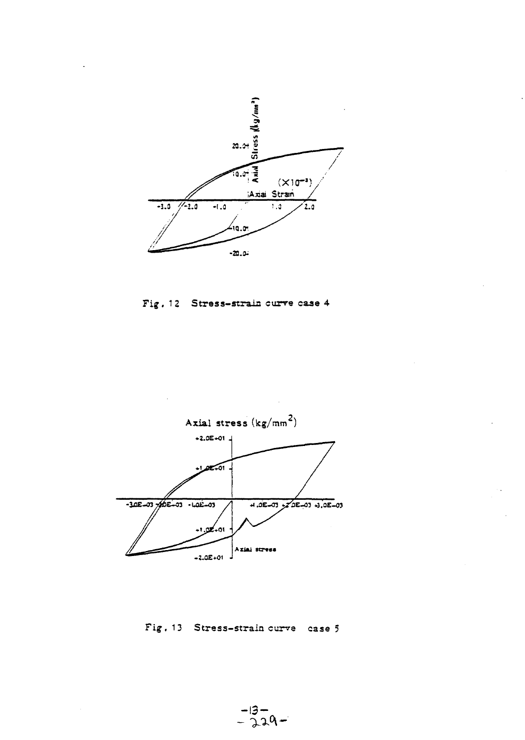Fig. 12 Stress-strain curve case 4

Fig. 13 Stress-strain curve case 5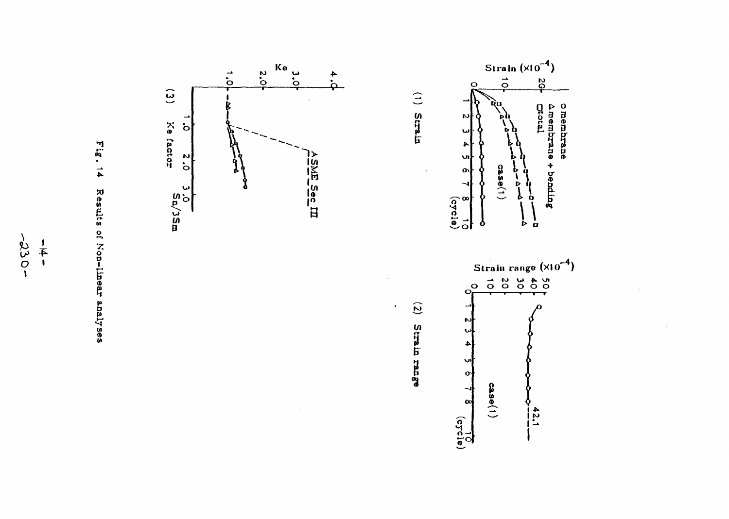Fig. 14 Results of Non-linear analyses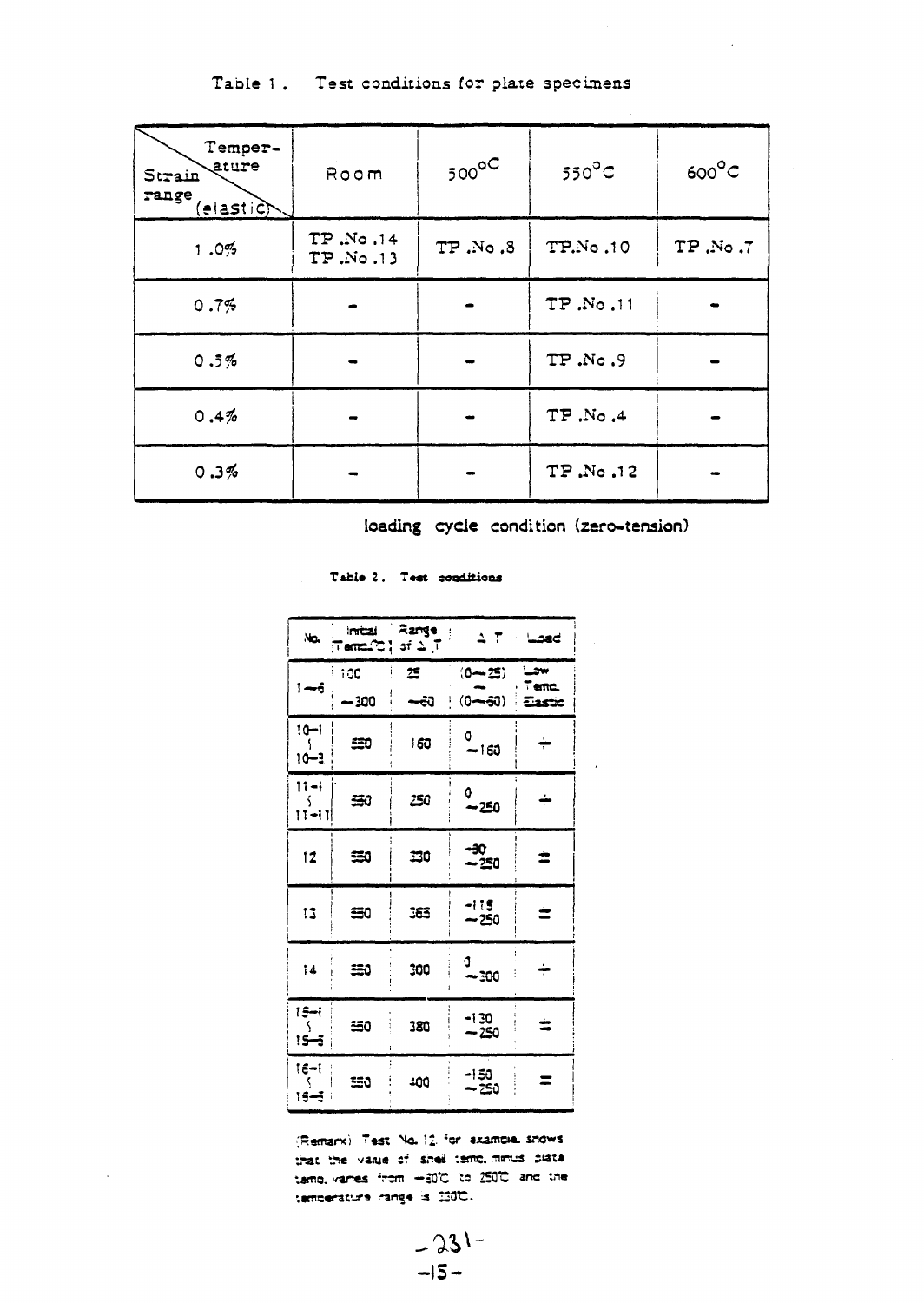Table 1. Test conditions for plate specimens

| Strain range (elastic) \ Temperature | Room | 500°C | 550°C | 600°C |
|---|---|---|---|---|
| 1.0% | TP .No .14<br>TP .No .13 | TP .No .8 | TP.No .10 | TP .No .7 |
| 0.7% | - | - | TP .No .11 | - |
| 0.5% | - | - | TP .No .9 | - |
| 0.4% | - | - | TP .No .4 | - |
| 0.3% | - | - | TP .No .12 | - |

loading cycle condition (zero-tension)

Table 2. Test conditions

| No. | Initial Temp.(°C) | Range of ΔT | ΔT | Load |
|---|---|---|---|---|
| 1 — 6 | 100<br>— 300 | 25<br>— 60 | (0 — 25)<br>—<br>(0 — 60) | Low Temp. Elastic |
| 10—1<br>∫<br>10—3 | 550 | 160 | 0<br>— 160 | + |
| 11—1<br>∫<br>11—11 | 550 | 250 | 0<br>— 250 | + |
| 12 | 550 | 330 | —80<br>— 250 | ± |
| 13 | 550 | 365 | —115<br>— 250 | ± |
| 14 | 550 | 300 | 0<br>— 300 | + |
| 15—1<br>∫<br>15—5 | 550 | 380 | —130<br>— 250 | ± |
| 16—1<br>∫<br>16—5 | 550 | 400 | —150<br>— 250 | ± |

(Remark) Test No. 12 for example shows that the value of shell temp. minus plate temp. varies from —80°C to 250°C and the temperature range is 330°C.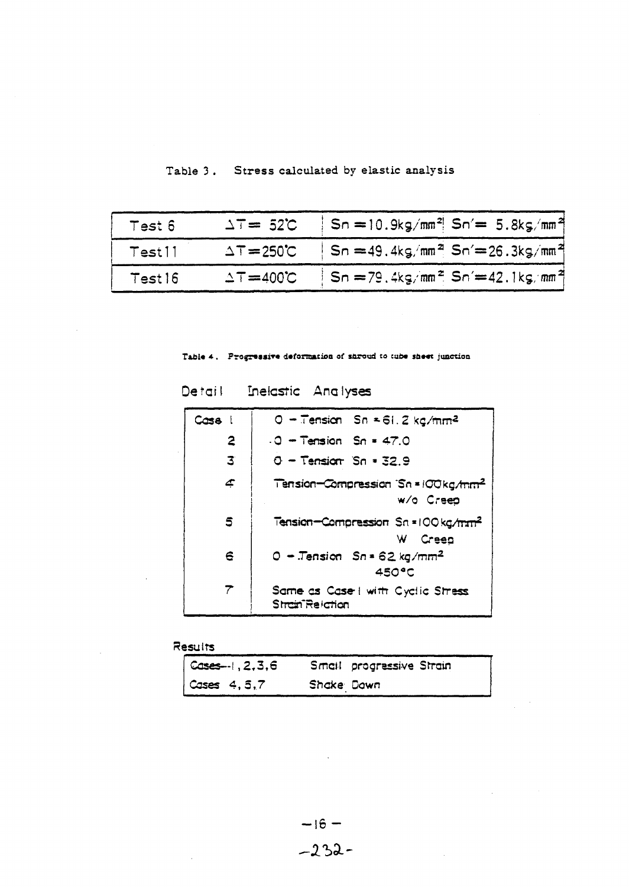Table 3 . Stress calculated by elastic analysis

| | | | |
|---|---|---|---|
| Test 6 | $\Delta T = 52^\circ C$ | $Sn = 10.9 kg/mm^2$ | $Sn' = 5.8 kg/mm^2$ |
| Test11 | $\Delta T = 250^\circ C$ | $Sn = 49.4 kg/mm^2$ | $Sn' = 26.3 kg/mm^2$ |
| Test16 | $\Delta T = 400^\circ C$ | $Sn = 79.4 kg/mm^2$ | $Sn' = 42.1 kg/mm^2$ |

Table 4 . Progressive deformation of shroud to tube sheet junction

Detail Inelastic Analyses

| | |
|---|---|
| Case 1 | O – Tension $Sn = 61.2 kg/mm^2$ |
| 2 | O – Tension $Sn = 47.0$ |
| 3 | O – Tension $Sn = 32.9$ |
| 4 | Tension–Compression $Sn = 100 kg/mm^2$ w/o Creep |
| 5 | Tension–Compression $Sn = 100 kg/mm^2$ W Creep |
| 6 | O – Tension $Sn = 62 kg/mm^2$ 450°C |
| 7 | Same as Case 1 with Cyclic Stress Strain Relation |

Results

| | |
|---|---|
| Cases – 1, 2, 3, 6 | Small progressive Strain |
| Cases 4, 5, 7 | Shake Down |